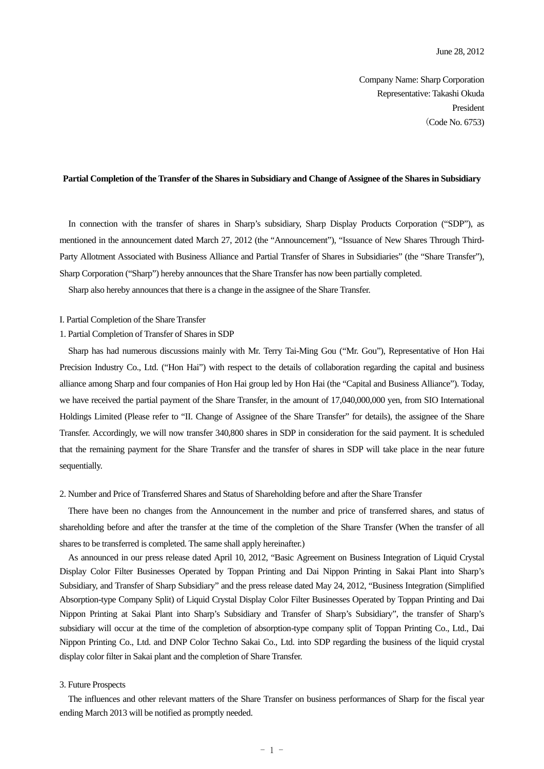June 28, 2012

Company Name: Sharp Corporation
Representative: Takashi Okuda
President
(Code No. 6753)

**Partial Completion of the Transfer of the Shares in Subsidiary and Change of Assignee of the Shares in Subsidiary**

In connection with the transfer of shares in Sharp's subsidiary, Sharp Display Products Corporation ("SDP"), as mentioned in the announcement dated March 27, 2012 (the "Announcement"), "Issuance of New Shares Through Third-Party Allotment Associated with Business Alliance and Partial Transfer of Shares in Subsidiaries" (the "Share Transfer"), Sharp Corporation ("Sharp") hereby announces that the Share Transfer has now been partially completed.

Sharp also hereby announces that there is a change in the assignee of the Share Transfer.

I. Partial Completion of the Share Transfer

1. Partial Completion of Transfer of Shares in SDP

Sharp has had numerous discussions mainly with Mr. Terry Tai-Ming Gou ("Mr. Gou"), Representative of Hon Hai Precision Industry Co., Ltd. ("Hon Hai") with respect to the details of collaboration regarding the capital and business alliance among Sharp and four companies of Hon Hai group led by Hon Hai (the "Capital and Business Alliance"). Today, we have received the partial payment of the Share Transfer, in the amount of 17,040,000,000 yen, from SIO International Holdings Limited (Please refer to "II. Change of Assignee of the Share Transfer" for details), the assignee of the Share Transfer. Accordingly, we will now transfer 340,800 shares in SDP in consideration for the said payment. It is scheduled that the remaining payment for the Share Transfer and the transfer of shares in SDP will take place in the near future sequentially.

2. Number and Price of Transferred Shares and Status of Shareholding before and after the Share Transfer

There have been no changes from the Announcement in the number and price of transferred shares, and status of shareholding before and after the transfer at the time of the completion of the Share Transfer (When the transfer of all shares to be transferred is completed. The same shall apply hereinafter.)

As announced in our press release dated April 10, 2012, "Basic Agreement on Business Integration of Liquid Crystal Display Color Filter Businesses Operated by Toppan Printing and Dai Nippon Printing in Sakai Plant into Sharp's Subsidiary, and Transfer of Sharp Subsidiary" and the press release dated May 24, 2012, "Business Integration (Simplified Absorption-type Company Split) of Liquid Crystal Display Color Filter Businesses Operated by Toppan Printing and Dai Nippon Printing at Sakai Plant into Sharp's Subsidiary and Transfer of Sharp's Subsidiary", the transfer of Sharp's subsidiary will occur at the time of the completion of absorption-type company split of Toppan Printing Co., Ltd., Dai Nippon Printing Co., Ltd. and DNP Color Techno Sakai Co., Ltd. into SDP regarding the business of the liquid crystal display color filter in Sakai plant and the completion of Share Transfer.

3. Future Prospects

The influences and other relevant matters of the Share Transfer on business performances of Sharp for the fiscal year ending March 2013 will be notified as promptly needed.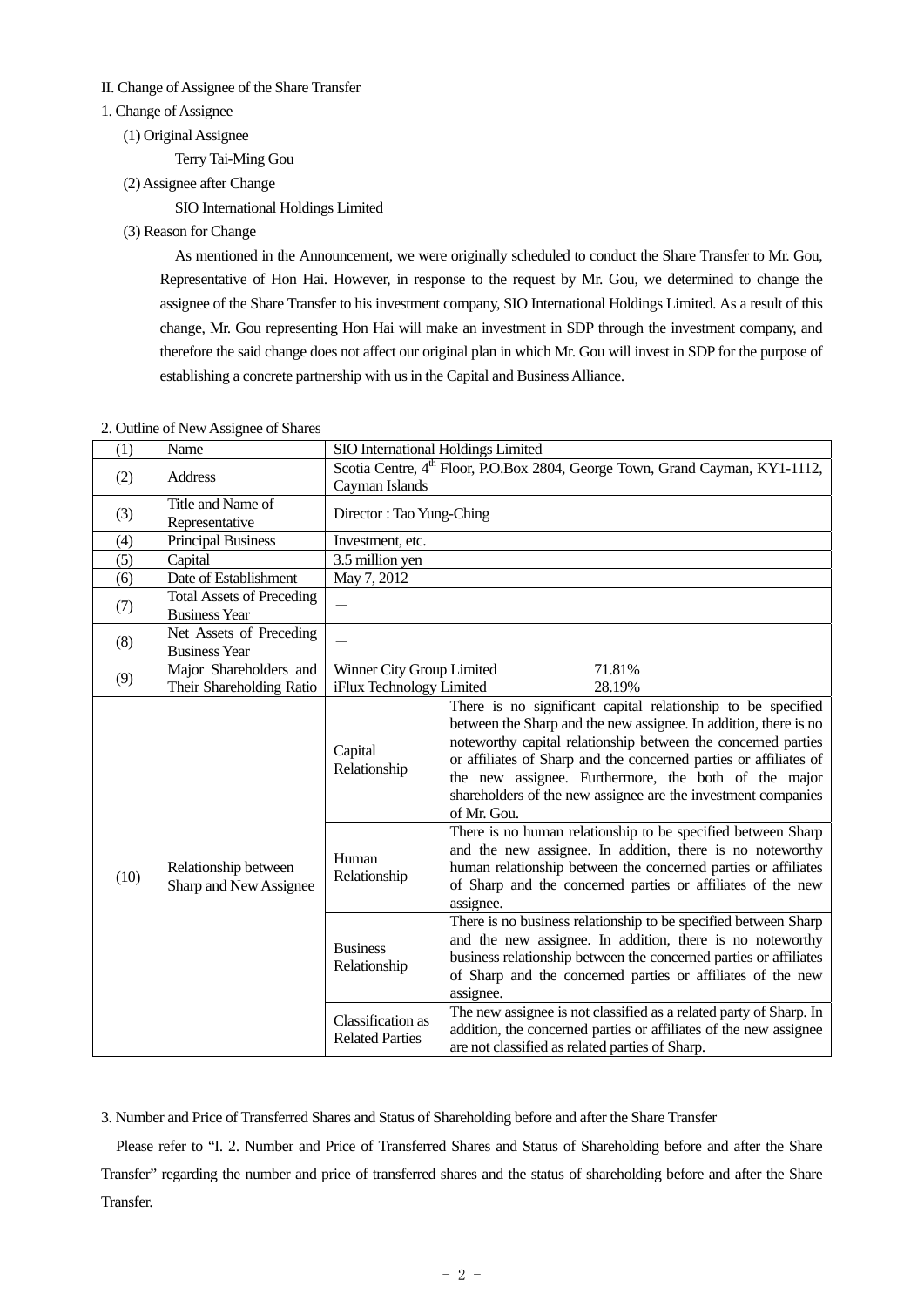II. Change of Assignee of the Share Transfer

1. Change of Assignee

(1) Original Assignee

Terry Tai-Ming Gou

(2) Assignee after Change

SIO International Holdings Limited

(3) Reason for Change

As mentioned in the Announcement, we were originally scheduled to conduct the Share Transfer to Mr. Gou, Representative of Hon Hai. However, in response to the request by Mr. Gou, we determined to change the assignee of the Share Transfer to his investment company, SIO International Holdings Limited. As a result of this change, Mr. Gou representing Hon Hai will make an investment in SDP through the investment company, and therefore the said change does not affect our original plan in which Mr. Gou will invest in SDP for the purpose of establishing a concrete partnership with us in the Capital and Business Alliance.

2. Outline of New Assignee of Shares

| | | | |
|---|---|---|---|
| (1) | Name | SIO International Holdings Limited | |
| (2) | Address | Scotia Centre, 4th Floor, P.O.Box 2804, George Town, Grand Cayman, KY1-1112, Cayman Islands | |
| (3) | Title and Name of Representative | Director : Tao Yung-Ching | |
| (4) | Principal Business | Investment, etc. | |
| (5) | Capital | 3.5 million yen | |
| (6) | Date of Establishment | May 7, 2012 | |
| (7) | Total Assets of Preceding Business Year | — | |
| (8) | Net Assets of Preceding Business Year | — | |
| (9) | Major Shareholders and Their Shareholding Ratio | Winner City Group Limited 71.81%<br>iFlux Technology Limited 28.19% | |
| (10) | Relationship between Sharp and New Assignee | Capital Relationship | There is no significant capital relationship to be specified between the Sharp and the new assignee. In addition, there is no noteworthy capital relationship between the concerned parties or affiliates of Sharp and the concerned parties or affiliates of the new assignee. Furthermore, the both of the major shareholders of the new assignee are the investment companies of Mr. Gou. |
| | | Human Relationship | There is no human relationship to be specified between Sharp and the new assignee. In addition, there is no noteworthy human relationship between the concerned parties or affiliates of Sharp and the concerned parties or affiliates of the new assignee. |
| | | Business Relationship | There is no business relationship to be specified between Sharp and the new assignee. In addition, there is no noteworthy business relationship between the concerned parties or affiliates of Sharp and the concerned parties or affiliates of the new assignee. |
| | | Classification as Related Parties | The new assignee is not classified as a related party of Sharp. In addition, the concerned parties or affiliates of the new assignee are not classified as related parties of Sharp. |

3. Number and Price of Transferred Shares and Status of Shareholding before and after the Share Transfer

Please refer to "I. 2. Number and Price of Transferred Shares and Status of Shareholding before and after the Share Transfer" regarding the number and price of transferred shares and the status of shareholding before and after the Share Transfer.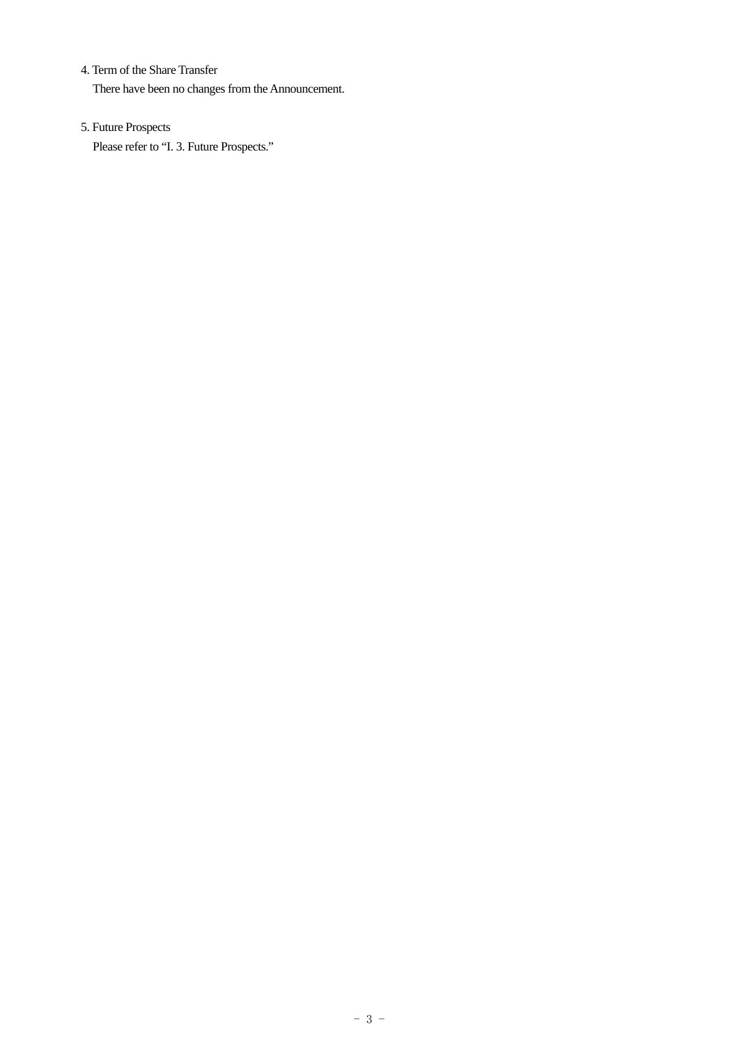4. Term of the Share Transfer

   There have been no changes from the Announcement.

5. Future Prospects

   Please refer to "I. 3. Future Prospects."